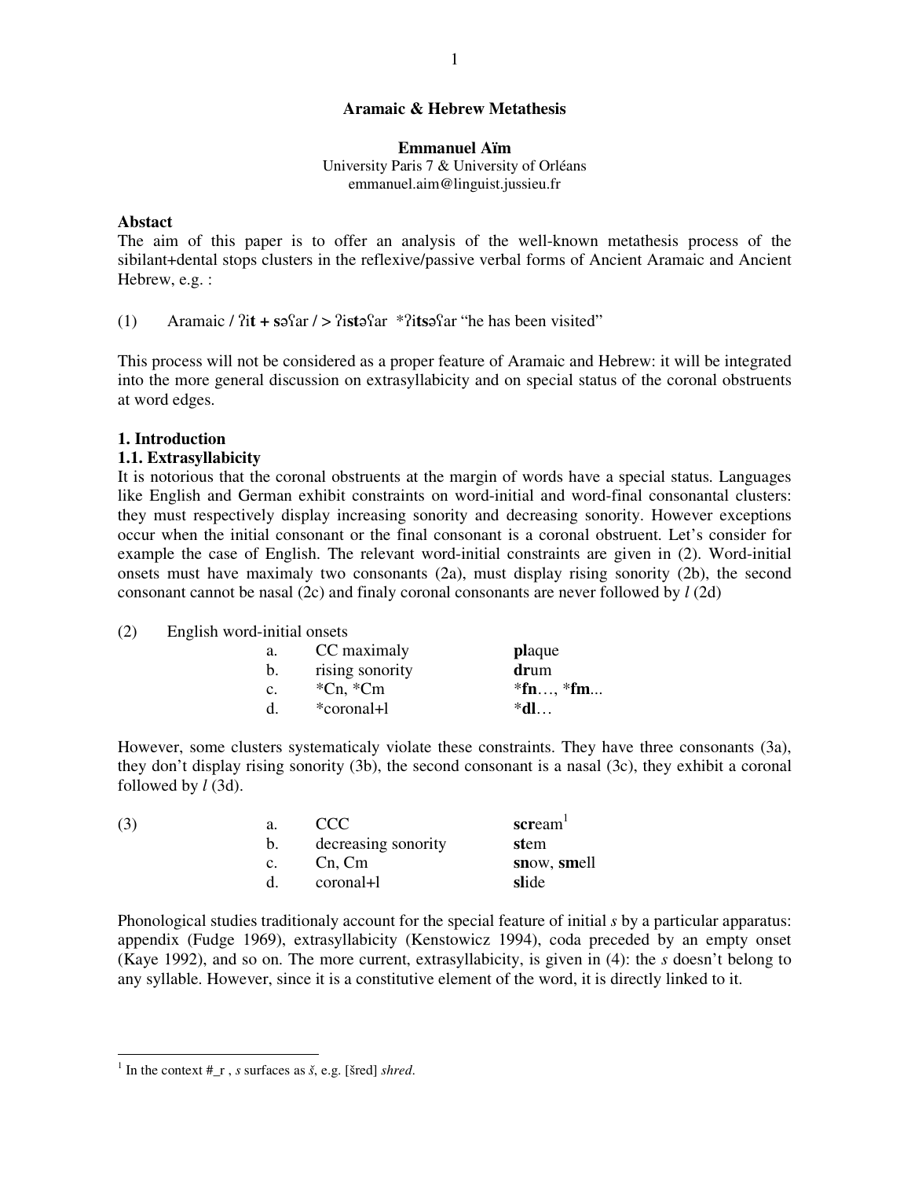# Aramaic & Hebrew Metathesis

**Emmanuel Aïm**
University Paris 7 & University of Orléans
emmanuel.aim@linguist.jussieu.fr

**Abstact**
The aim of this paper is to offer an analysis of the well-known metathesis process of the sibilant+dental stops clusters in the reflexive/passive verbal forms of Ancient Aramaic and Ancient Hebrew, e.g. :

(1) Aramaic / ʔi**t** + **s**əʕar / > ʔi**st**əʕar *ʔi**ts**əʕar "he has been visited"

This process will not be considered as a proper feature of Aramaic and Hebrew: it will be integrated into the more general discussion on extrasyllabicity and on special status of the coronal obstruents at word edges.

## 1. Introduction

### 1.1. Extrasyllabicity

It is notorious that the coronal obstruents at the margin of words have a special status. Languages like English and German exhibit constraints on word-initial and word-final consonantal clusters: they must respectively display increasing sonority and decreasing sonority. However exceptions occur when the initial consonant or the final consonant is a coronal obstruent. Let's consider for example the case of English. The relevant word-initial constraints are given in (2). Word-initial onsets must have maximaly two consonants (2a), must display rising sonority (2b), the second consonant cannot be nasal (2c) and finaly coronal consonants are never followed by *l* (2d)

(2) English word-initial onsets

| | | |
|---|---|---|
| a. | CC maximaly | **pl**aque |
| b. | rising sonority | **dr**um |
| c. | *Cn, *Cm | ***fn**…, ***fm**... |
| d. | *coronal+l | ***dl**… |

However, some clusters systematicaly violate these constraints. They have three consonants (3a), they don't display rising sonority (3b), the second consonant is a nasal (3c), they exhibit a coronal followed by *l* (3d).

(3)

| | | |
|---|---|---|
| a. | CCC | **scr**eam[1] |
| b. | decreasing sonority | **st**em |
| c. | Cn, Cm | **sn**ow, **sm**ell |
| d. | coronal+l | **sl**ide |

Phonological studies traditionaly account for the special feature of initial *s* by a particular apparatus: appendix (Fudge 1969), extrasyllabicity (Kenstowicz 1994), coda preceded by an empty onset (Kaye 1992), and so on. The more current, extrasyllabicity, is given in (4): the *s* doesn't belong to any syllable. However, since it is a constitutive element of the word, it is directly linked to it.

---

[1] In the context #_r , *s* surfaces as *š*, e.g. [šred] *shred*.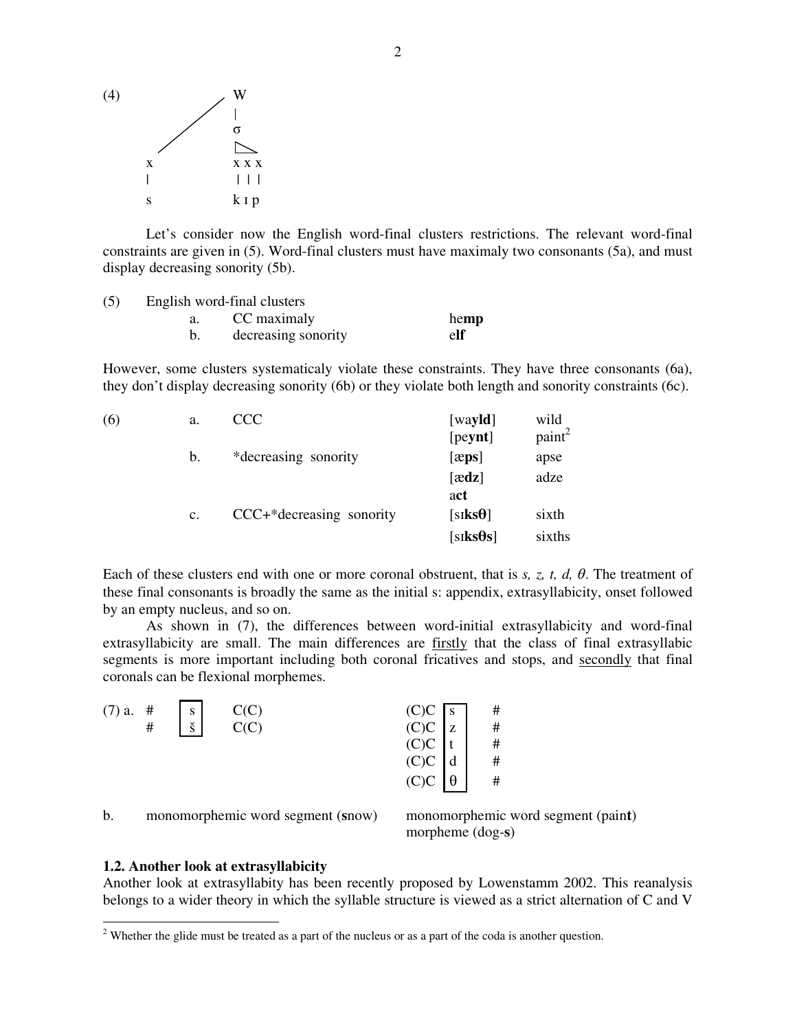(4)

```
                    W
                    |
                    σ
          /        /\
        x          x x x
        |          | | |
        s          k ɪ p
```

Let's consider now the English word-final clusters restrictions. The relevant word-final constraints are given in (5). Word-final clusters must have maximaly two consonants (5a), and must display decreasing sonority (5b).

(5) English word-final clusters

| | | |
|---|---|---|
| a. | CC maximaly | he**mp** |
| b. | decreasing sonority | e**lf** |

However, some clusters systematicaly violate these constraints. They have three consonants (6a), they don't display decreasing sonority (6b) or they violate both length and sonority constraints (6c).

(6)

| | | | |
|---|---|---|---|
| a. | CCC | [wa**yld**] | wild |
| | | [pe**ynt**] | paint[2] |
| b. | *decreasing sonority | [æ**ps**] | apse |
| | | [æ**dz**] | adze |
| | | a**ct** | |
| c. | CCC+*decreasing sonority | [sɪ**ksθ**] | sixth |
| | | [sɪ**ksθs**] | sixths |

Each of these clusters end with one or more coronal obstruent, that is *s, z, t, d, θ*. The treatment of these final consonants is broadly the same as the initial s: appendix, extrasyllabicity, onset followed by an empty nucleus, and so on.

As shown in (7), the differences between word-initial extrasyllabicity and word-final extrasyllabicity are small. The main differences are <u>firstly</u> that the class of final extrasyllabic segments is more important including both coronal fricatives and stops, and <u>secondly</u> that final coronals can be flexional morphemes.

(7) a.

| | | | | | |
|---|---|---|---|---|---|
| # | [s] | C(C) | (C)C | [s] | # |
| # | [š] | C(C) | (C)C | [z] | # |
| | | | (C)C | [t] | # |
| | | | (C)C | [d] | # |
| | | | (C)C | [θ] | # |

b. monomorphemic word segment (**s**now) — monomorphemic word segment (pain**t**), morpheme (dog-**s**)

### 1.2. Another look at extrasyllabicity

Another look at extrasyllabity has been recently proposed by Lowenstamm 2002. This reanalysis belongs to a wider theory in which the syllable structure is viewed as a strict alternation of C and V

[2] Whether the glide must be treated as a part of the nucleus or as a part of the coda is another question.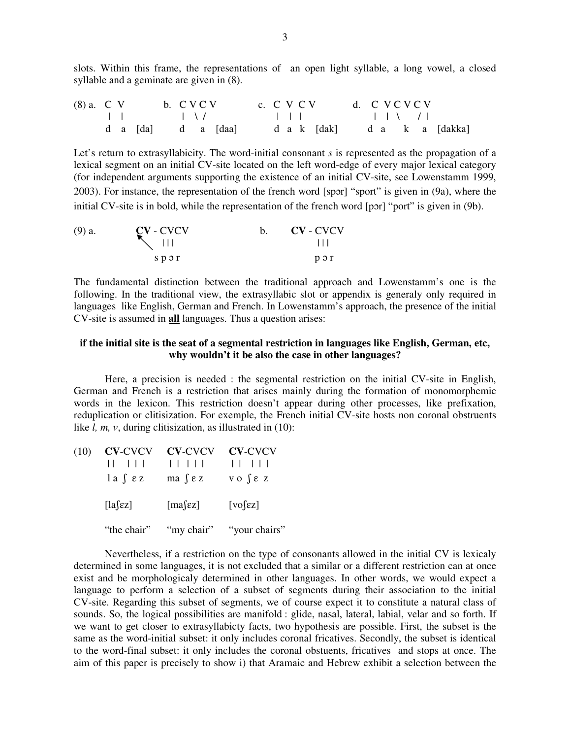slots. Within this frame, the representations of an open light syllable, a long vowel, a closed syllable and a geminate are given in (8).

```
(8) a.  C V         b.  C V C V         c.  C V C V         d.  C V C V C V
        |  |            |  \ /              |  |  |              |  |  \   / |
        d  a  [da]      d    a  [daa]       d  a  k  [dak]       d  a    k    a  [dakka]
```

Let's return to extrasyllabicity. The word-initial consonant *s* is represented as the propagation of a lexical segment on an initial CV-site located on the left word-edge of every major lexical category (for independent arguments supporting the existence of an initial CV-site, see Lowenstamm 1999, 2003). For instance, the representation of the french word [spɔr] "sport" is given in (9a), where the initial CV-site is in bold, while the representation of the french word [pɔr] "port" is given in (9b).

```
(9) a.      CV - CVCV               b.      CV - CVCV
              ↖    |||                            |||
                 s p ɔ r                          p ɔ r
```

The fundamental distinction between the traditional approach and Lowenstamm's one is the following. In the traditional view, the extrasyllabic slot or appendix is generaly only required in languages like English, German and French. In Lowenstamm's approach, the presence of the initial CV-site is assumed in **all** languages. Thus a question arises:

**if the initial site is the seat of a segmental restriction in languages like English, German, etc, why wouldn't it be also the case in other languages?**

Here, a precision is needed : the segmental restriction on the initial CV-site in English, German and French is a restriction that arises mainly during the formation of monomorphemic words in the lexicon. This restriction doesn't appear during other processes, like prefixation, reduplication or clitisization. For exemple, the French initial CV-site hosts non coronal obstruents like *l, m, v*, during clitisization, as illustrated in (10):

```
(10)   CV-CVCV       CV-CVCV       CV-CVCV
       ||  |||       || |||        ||  |||
       l a ʃ ɛ z     ma ʃ ɛ z      v o ʃ ɛ z

       [laʃɛz]       [maʃɛz]       [voʃɛz]

       "the chair"   "my chair"    "your chairs"
```

Nevertheless, if a restriction on the type of consonants allowed in the initial CV is lexicaly determined in some languages, it is not excluded that a similar or a different restriction can at once exist and be morphologicaly determined in other languages. In other words, we would expect a language to perform a selection of a subset of segments during their association to the initial CV-site. Regarding this subset of segments, we of course expect it to constitute a natural class of sounds. So, the logical possibilities are manifold : glide, nasal, lateral, labial, velar and so forth. If we want to get closer to extrasyllabicty facts, two hypothesis are possible. First, the subset is the same as the word-initial subset: it only includes coronal fricatives. Secondly, the subset is identical to the word-final subset: it only includes the coronal obstuents, fricatives and stops at once. The aim of this paper is precisely to show i) that Aramaic and Hebrew exhibit a selection between the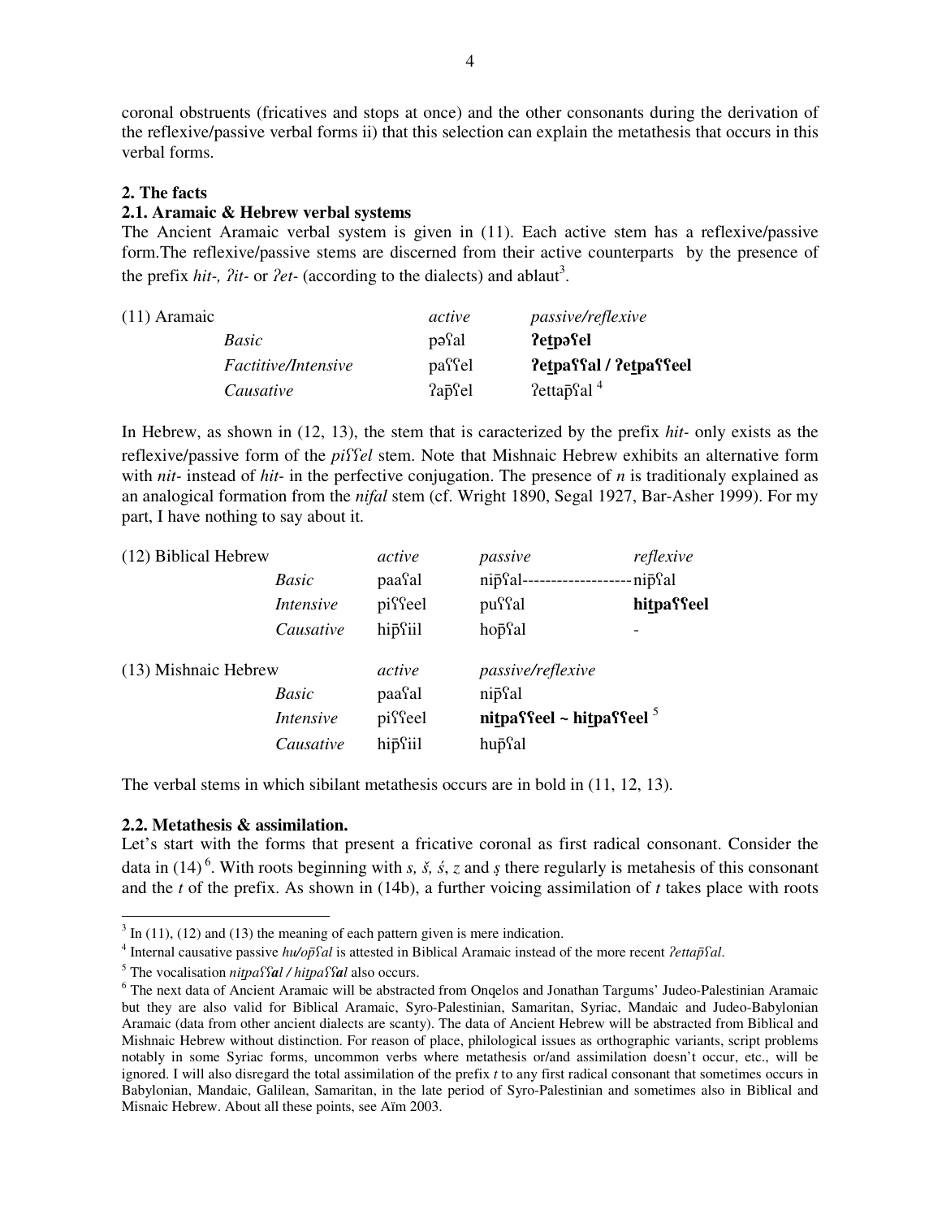coronal obstruents (fricatives and stops at once) and the other consonants during the derivation of the reflexive/passive verbal forms ii) that this selection can explain the metathesis that occurs in this verbal forms.

## 2. The facts

### 2.1. Aramaic & Hebrew verbal systems

The Ancient Aramaic verbal system is given in (11). Each active stem has a reflexive/passive form.The reflexive/passive stems are discerned from their active counterparts by the presence of the prefix *hit-*, *ʔit-* or *ʔet-* (according to the dialects) and ablaut[3].

(11) Aramaic

| | *active* | *passive/reflexive* |
|---|---|---|
| *Basic* | pəʕal | **ʔeṯpəʕel** |
| *Factitive/Intensive* | paʕʕel | **ʔeṯpaʕʕal / ʔeṯpaʕʕeel** |
| *Causative* | ʔap̄ʕel | ʔettap̄ʕal [4] |

In Hebrew, as shown in (12, 13), the stem that is caracterized by the prefix *hit-* only exists as the reflexive/passive form of the *piʕʕel* stem. Note that Mishnaic Hebrew exhibits an alternative form with *nit-* instead of *hit-* in the perfective conjugation. The presence of *n* is traditionaly explained as an analogical formation from the *nifal* stem (cf. Wright 1890, Segal 1927, Bar-Asher 1999). For my part, I have nothing to say about it.

(12) Biblical Hebrew

| | *active* | *passive* | *reflexive* |
|---|---|---|---|
| *Basic* | paaʕal | nip̄ʕal------------------- | nip̄ʕal |
| *Intensive* | piʕʕeel | puʕʕal | **hiṯpaʕʕeel** |
| *Causative* | hip̄ʕiil | hop̄ʕal | - |

(13) Mishnaic Hebrew

| | *active* | *passive/reflexive* |
|---|---|---|
| *Basic* | paaʕal | nip̄ʕal |
| *Intensive* | piʕʕeel | **niṯpaʕʕeel ~ hiṯpaʕʕeel** [5] |
| *Causative* | hip̄ʕiil | hup̄ʕal |

The verbal stems in which sibilant metathesis occurs are in bold in (11, 12, 13).

### 2.2. Metathesis & assimilation.

Let's start with the forms that present a fricative coronal as first radical consonant. Consider the data in (14) [6]. With roots beginning with *s, š, ś, z* and *ṣ* there regularly is metahesis of this consonant and the *t* of the prefix. As shown in (14b), a further voicing assimilation of *t* takes place with roots

---

[3] In (11), (12) and (13) the meaning of each pattern given is mere indication.

[4] Internal causative passive *hu/op̄ʕal* is attested in Biblical Aramaic instead of the more recent *ʔettap̄ʕal*.

[5] The vocalisation *nitpaʕʕal / hitpaʕʕal* also occurs.

[6] The next data of Ancient Aramaic will be abstracted from Onqelos and Jonathan Targums' Judeo-Palestinian Aramaic but they are also valid for Biblical Aramaic, Syro-Palestinian, Samaritan, Syriac, Mandaic and Judeo-Babylonian Aramaic (data from other ancient dialects are scanty). The data of Ancient Hebrew will be abstracted from Biblical and Mishnaic Hebrew without distinction. For reason of place, philological issues as orthographic variants, script problems notably in some Syriac forms, uncommon verbs where metathesis or/and assimilation doesn't occur, etc., will be ignored. I will also disregard the total assimilation of the prefix *t* to any first radical consonant that sometimes occurs in Babylonian, Mandaic, Galilean, Samaritan, in the late period of Syro-Palestinian and sometimes also in Biblical and Misnaic Hebrew. About all these points, see Aïm 2003.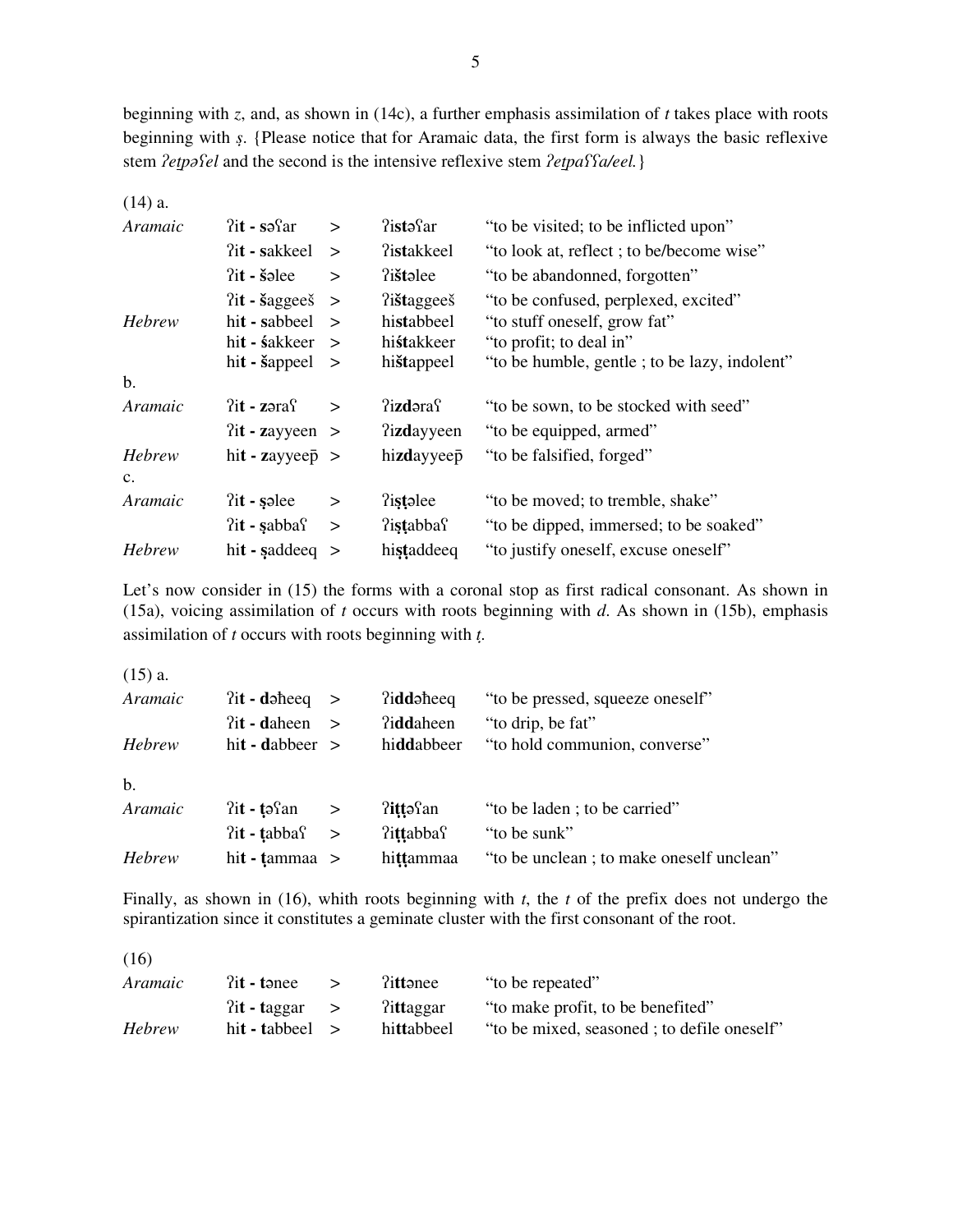beginning with *z*, and, as shown in (14c), a further emphasis assimilation of *t* takes place with roots beginning with *ṣ*. {Please notice that for Aramaic data, the first form is always the basic reflexive stem *ʔetpəʕel* and the second is the intensive reflexive stem *ʔetpaʕʕa/eel.*}

(14) a.

| | | | | |
|---|---|---|---|---|
| *Aramaic* | ʔi**t** - **s**əʕar | > | ʔi**st**əʕar | "to be visited; to be inflicted upon" |
| | ʔi**t** - **s**akkeel | > | ʔi**st**akkeel | "to look at, reflect ; to be/become wise" |
| | ʔi**t** - **š**əlee | > | ʔi**št**əlee | "to be abandonned, forgotten" |
| | ʔi**t** - **š**aggeeš | > | ʔi**št**aggeeš | "to be confused, perplexed, excited" |
| *Hebrew* | hi**t** - **s**abbeel | > | hi**st**abbeel | "to stuff oneself, grow fat" |
| | hi**t** - **ś**akkeer | > | hi**śt**akkeer | "to profit; to deal in" |
| | hi**t** - **š**appeel | > | hi**št**appeel | "to be humble, gentle ; to be lazy, indolent" |

b.

| | | | | |
|---|---|---|---|---|
| *Aramaic* | ʔi**t** - **z**əraʕ | > | ʔi**zd**əraʕ | "to be sown, to be stocked with seed" |
| | ʔi**t** - **z**ayyeen | > | ʔi**zd**ayyeen | "to be equipped, armed" |
| *Hebrew* | hi**t** - **z**ayyeep̄ | > | hi**zd**ayyeep̄ | "to be falsified, forged" |

c.

| | | | | |
|---|---|---|---|---|
| *Aramaic* | ʔi**t** - **ṣ**əlee | > | ʔi**ṣṭ**əlee | "to be moved; to tremble, shake" |
| | ʔi**t** - **ṣ**abbaʕ | > | ʔi**ṣṭ**abbaʕ | "to be dipped, immersed; to be soaked" |
| *Hebrew* | hi**t** - **ṣ**addeeq | > | hi**ṣṭ**addeeq | "to justify oneself, excuse oneself" |

Let's now consider in (15) the forms with a coronal stop as first radical consonant. As shown in (15a), voicing assimilation of *t* occurs with roots beginning with *d*. As shown in (15b), emphasis assimilation of *t* occurs with roots beginning with *ṭ*.

(15) a.

| | | | | |
|---|---|---|---|---|
| *Aramaic* | ʔi**t** - **d**əḥeeq | > | ʔi**dd**əḥeeq | "to be pressed, squeeze oneself" |
| | ʔi**t** - **d**aheen | > | ʔi**dd**aheen | "to drip, be fat" |
| *Hebrew* | hi**t** - **d**abbeer | > | hi**dd**abbeer | "to hold communion, converse" |

b.

| | | | | |
|---|---|---|---|---|
| *Aramaic* | ʔi**t** - **ṭ**əʕan | > | ʔi**ṭṭ**əʕan | "to be laden ; to be carried" |
| | ʔi**t** - **ṭ**abbaʕ | > | ʔi**ṭṭ**abbaʕ | "to be sunk" |
| *Hebrew* | hi**t** - **ṭ**ammaa | > | hi**ṭṭ**ammaa | "to be unclean ; to make oneself unclean" |

Finally, as shown in (16), whith roots beginning with *t*, the *t* of the prefix does not undergo the spirantization since it constitutes a geminate cluster with the first consonant of the root.

(16)

| | | | | |
|---|---|---|---|---|
| *Aramaic* | ʔi**t** - **t**ənee | > | ʔi**tt**ənee | "to be repeated" |
| | ʔi**t** - **t**aggar | > | ʔi**tt**aggar | "to make profit, to be benefited" |
| *Hebrew* | hi**t** - **t**abbeel | > | hi**tt**abbeel | "to be mixed, seasoned ; to defile oneself" |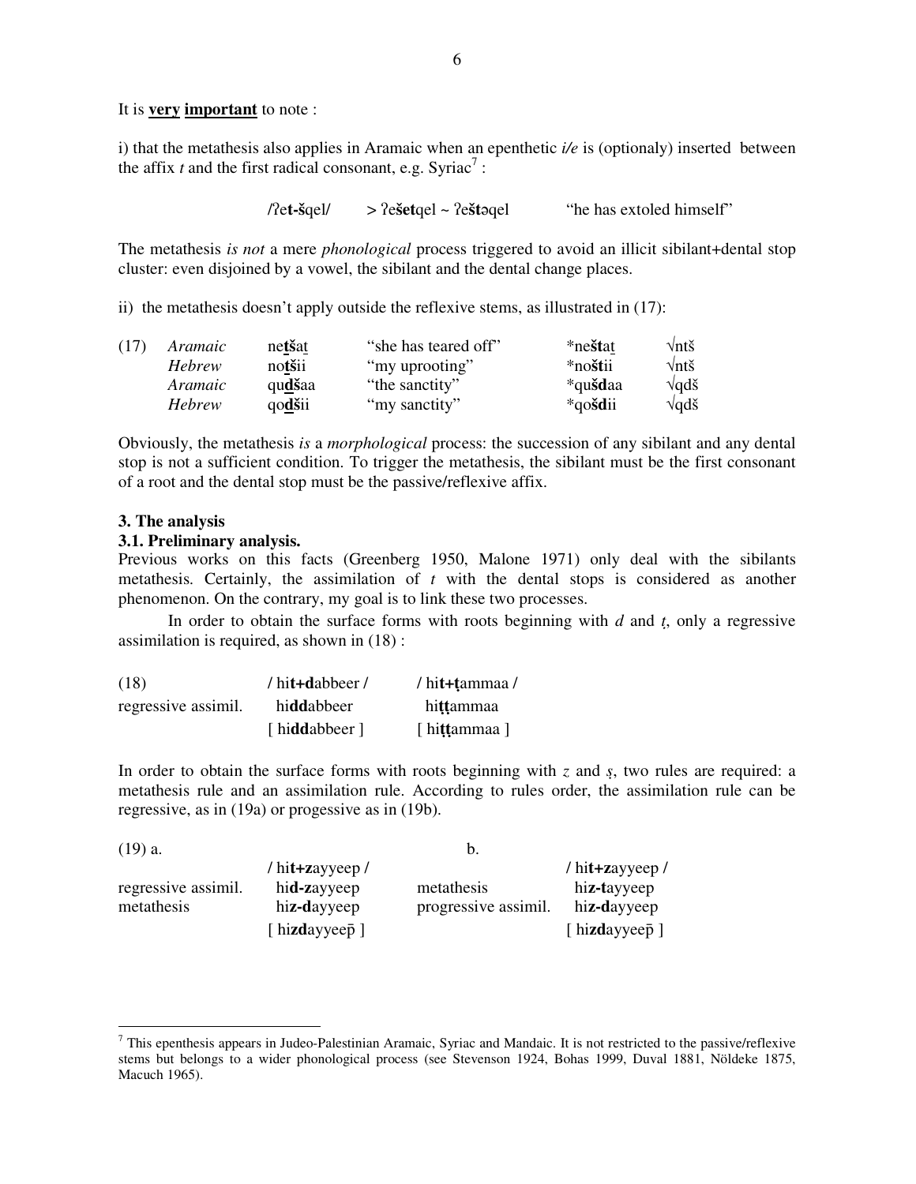It is **very important** to note :

i) that the metathesis also applies in Aramaic when an epenthetic *i/e* is (optionaly) inserted between the affix *t* and the first radical consonant, e.g. Syriac[7] :

/ʔe**t-š**qel/ > ʔe**šet**qel ~ ʔe**št**əqel "he has extoled himself"

The metathesis *is not* a mere *phonological* process triggered to avoid an illicit sibilant+dental stop cluster: even disjoined by a vowel, the sibilant and the dental change places.

ii) the metathesis doesn't apply outside the reflexive stems, as illustrated in (17):

| (17) | *Aramaic* | ne**t̲š**at̲ | "she has teared off" | *ne**št**at̲ | √ntš |
|---|---|---|---|---|---|
| | *Hebrew* | no**t̲š**ii | "my uprooting" | *no**št**ii | √ntš |
| | *Aramaic* | qu**d̲š**aa | "the sanctity" | *qu**šd**aa | √qdš |
| | *Hebrew* | qo**d̲š**ii | "my sanctity" | *qo**šd**ii | √qdš |

Obviously, the metathesis *is* a *morphological* process: the succession of any sibilant and any dental stop is not a sufficient condition. To trigger the metathesis, the sibilant must be the first consonant of a root and the dental stop must be the passive/reflexive affix.

### 3. The analysis

### 3.1. Preliminary analysis.

Previous works on this facts (Greenberg 1950, Malone 1971) only deal with the sibilants metathesis. Certainly, the assimilation of *t* with the dental stops is considered as another phenomenon. On the contrary, my goal is to link these two processes.

In order to obtain the surface forms with roots beginning with *d* and *ṭ*, only a regressive assimilation is required, as shown in (18) :

| (18) | / hi**t+d**abbeer / | / hi**t+ṭ**ammaa / |
|---|---|---|
| regressive assimil. | hi**dd**abbeer | hi**ṭṭ**ammaa |
| | [ hi**dd**abbeer ] | [ hi**ṭṭ**ammaa ] |

In order to obtain the surface forms with roots beginning with *z* and *ṣ*, two rules are required: a metathesis rule and an assimilation rule. According to rules order, the assimilation rule can be regressive, as in (19a) or progessive as in (19b).

| (19) a. | | b. | |
|---|---|---|---|
| | / hi**t+z**ayyeep / | | / hi**t+z**ayyeep / |
| regressive assimil. | hi**d-z**ayyeep | metathesis | hi**z-t**ayyeep |
| metathesis | hi**z-d**ayyeep | progressive assimil. | hi**z-d**ayyeep |
| | [ hi**zd**ayyeep̄ ] | | [ hi**zd**ayyeep̄ ] |

---

[7] This epenthesis appears in Judeo-Palestinian Aramaic, Syriac and Mandaic. It is not restricted to the passive/reflexive stems but belongs to a wider phonological process (see Stevenson 1924, Bohas 1999, Duval 1881, Nöldeke 1875, Macuch 1965).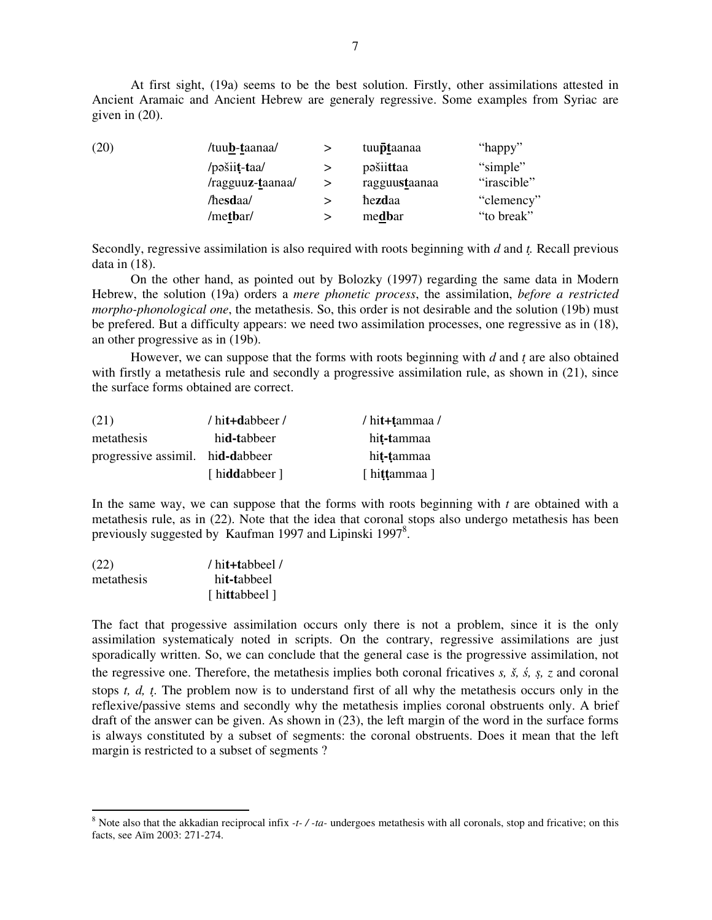At first sight, (19a) seems to be the best solution. Firstly, other assimilations attested in Ancient Aramaic and Ancient Hebrew are generaly regressive. Some examples from Syriac are given in (20).

| (20) | | | | |
|---|---|---|---|---|
| | /tuu**b̲**-**t̲**aanaa/ | > | tuu**p̄t̲**aanaa | "happy" |
| | /pəšii**ṭ**-**t**aa/ | > | pəšii**tt**aa | "simple" |
| | /ragguu**z**-**t̲**aanaa/ | > | ragguu**st̲**aanaa | "irascible" |
| | /ħe**sd**aa/ | > | ħe**zd**aa | "clemency" |
| | /me**t̲b**ar/ | > | me**d̲b**ar | "to break" |

Secondly, regressive assimilation is also required with roots beginning with *d* and *ṭ*. Recall previous data in (18).

On the other hand, as pointed out by Bolozky (1997) regarding the same data in Modern Hebrew, the solution (19a) orders a *mere phonetic process*, the assimilation, *before a restricted morpho-phonological one*, the metathesis. So, this order is not desirable and the solution (19b) must be prefered. But a difficulty appears: we need two assimilation processes, one regressive as in (18), an other progressive as in (19b).

However, we can suppose that the forms with roots beginning with *d* and *ṭ* are also obtained with firstly a metathesis rule and secondly a progressive assimilation rule, as shown in (21), since the surface forms obtained are correct.

| (21) | / hi**t**+**d**abbeer / | / hi**t**+**ṭ**ammaa / |
|---|---|---|
| metathesis | hi**d**-**t**abbeer | hi**ṭ**-**t**ammaa |
| progressive assimil. | hi**d**-**d**abbeer | hi**ṭ**-**ṭ**ammaa |
| | [ hi**dd**abbeer ] | [ hi**ṭṭ**ammaa ] |

In the same way, we can suppose that the forms with roots beginning with *t* are obtained with a metathesis rule, as in (22). Note that the idea that coronal stops also undergo metathesis has been previously suggested by Kaufman 1997 and Lipinski 1997[8].

| (22) | / hi**t**+**t**abbeel / |
|---|---|
| metathesis | hi**t**-**t**abbeel |
| | [ hi**tt**abbeel ] |

The fact that progessive assimilation occurs only there is not a problem, since it is the only assimilation systematicaly noted in scripts. On the contrary, regressive assimilations are just sporadically written. So, we can conclude that the general case is the progressive assimilation, not the regressive one. Therefore, the metathesis implies both coronal fricatives *s, š, ś, ṣ, z* and coronal stops *t, d, ṭ*. The problem now is to understand first of all why the metathesis occurs only in the reflexive/passive stems and secondly why the metathesis implies coronal obstruents only. A brief draft of the answer can be given. As shown in (23), the left margin of the word in the surface forms is always constituted by a subset of segments: the coronal obstruents. Does it mean that the left margin is restricted to a subset of segments ?

---

[8] Note also that the akkadian reciprocal infix *-t- / -ta-* undergoes metathesis with all coronals, stop and fricative; on this facts, see Aïm 2003: 271-274.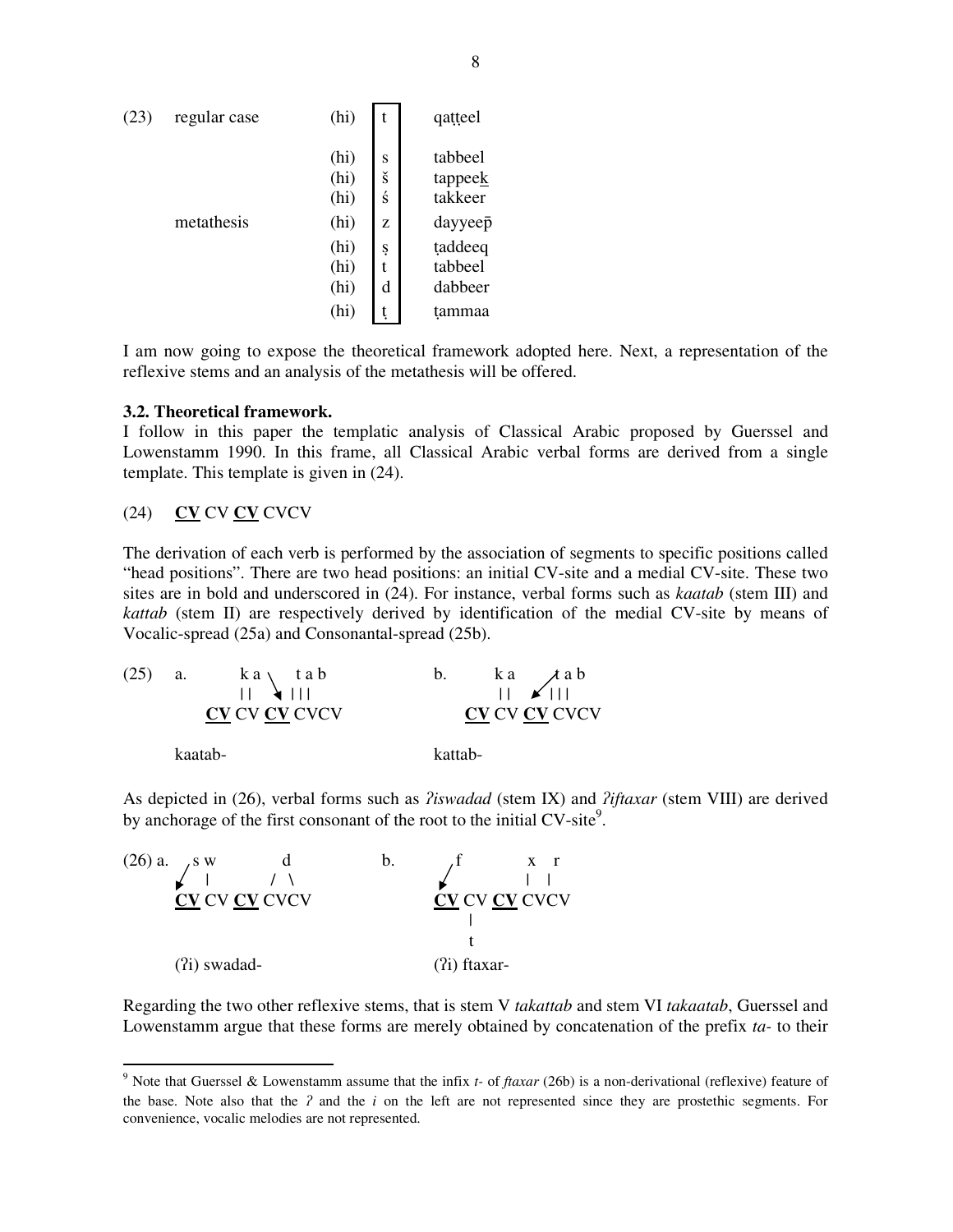(23)

| | | | |
|---|---|---|---|
| regular case | (hi) | t | qaṭṭeel |
| | (hi) | s | tabbeel |
| | (hi) | š | tappee<u>k</u> |
| | (hi) | ś | takkeer |
| metathesis | (hi) | z | dayyeep̄ |
| | (hi) | ṣ | ṭaddeeq |
| | (hi) | t | tabbeel |
| | (hi) | d | dabbeer |
| | (hi) | ṭ | ṭammaa |

I am now going to expose the theoretical framework adopted here. Next, a representation of the reflexive stems and an analysis of the metathesis will be offered.

### 3.2. Theoretical framework.

I follow in this paper the templatic analysis of Classical Arabic proposed by Guerssel and Lowenstamm 1990. In this frame, all Classical Arabic verbal forms are derived from a single template. This template is given in (24).

(24) **<u>CV</u>** CV **<u>CV</u>** CVCV

The derivation of each verb is performed by the association of segments to specific positions called "head positions". There are two head positions: an initial CV-site and a medial CV-site. These two sites are in bold and underscored in (24). For instance, verbal forms such as *kaatab* (stem III) and *kattab* (stem II) are respectively derived by identification of the medial CV-site by means of Vocalic-spread (25a) and Consonantal-spread (25b).

```
(25)  a.      k a \   t a b              b.      k a    ↗t a b
              | |   ↘ | | |                      | |   ↙ | | |
              CV CV CV CVCV                      CV CV CV CVCV

      kaatab-                                    kattab-
```

As depicted in (26), verbal forms such as *ʔiswadad* (stem IX) and *ʔiftaxar* (stem VIII) are derived by anchorage of the first consonant of the root to the initial CV-site[9].

```
(26) a.   ↙s w          d            b.     ↙f           x   r
            |          / \                               |   |
          CV CV CV CVCV                     CV CV CV CVCV
                                                 |
                                                 t
          (ʔi) swadad-                      (ʔi) ftaxar-
```

Regarding the two other reflexive stems, that is stem V *takattab* and stem VI *takaatab*, Guerssel and Lowenstamm argue that these forms are merely obtained by concatenation of the prefix *ta-* to their

---

[9] Note that Guerssel & Lowenstamm assume that the infix *t-* of *ftaxar* (26b) is a non-derivational (reflexive) feature of the base. Note also that the *ʔ* and the *i* on the left are not represented since they are prostethic segments. For convenience, vocalic melodies are not represented.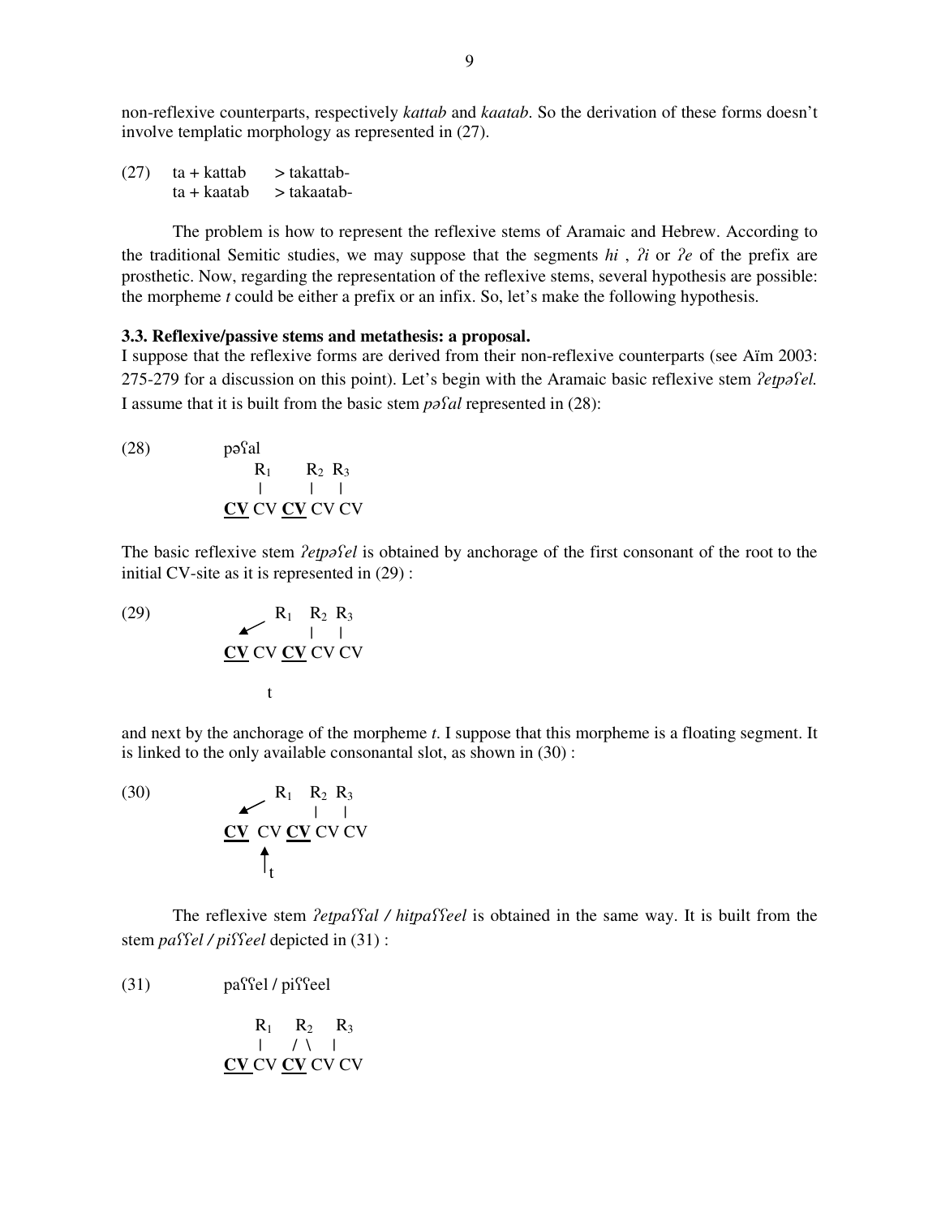non-reflexive counterparts, respectively *kattab* and *kaatab*. So the derivation of these forms doesn't involve templatic morphology as represented in (27).

```
(27)   ta + kattab    > takattab-
       ta + kaatab    > takaatab-
```

The problem is how to represent the reflexive stems of Aramaic and Hebrew. According to the traditional Semitic studies, we may suppose that the segments *hi* , *ʔi* or *ʔe* of the prefix are prosthetic. Now, regarding the representation of the reflexive stems, several hypothesis are possible: the morpheme *t* could be either a prefix or an infix. So, let's make the following hypothesis.

### 3.3. Reflexive/passive stems and metathesis: a proposal.

I suppose that the reflexive forms are derived from their non-reflexive counterparts (see Aïm 2003: 275-279 for a discussion on this point). Let's begin with the Aramaic basic reflexive stem *ʔetpəʕel.* I assume that it is built from the basic stem *pəʕal* represented in (28):

```
(28)        pəʕal
              R1       R2 R3
              |        |  |
            CV CV CV CV CV
```

The basic reflexive stem *ʔetpəʕel* is obtained by anchorage of the first consonant of the root to the initial CV-site as it is represented in (29) :

```
(29)           R1   R2  R3
             ↙      |   |
            CV CV CV CV CV

                t
```

and next by the anchorage of the morpheme *t*. I suppose that this morpheme is a floating segment. It is linked to the only available consonantal slot, as shown in (30) :

```
(30)           R1   R2  R3
             ↙      |   |
            CV  CV CV CV CV
                ↑
                t
```

The reflexive stem *ʔetpaʕʕal / hitpaʕʕeel* is obtained in the same way. It is built from the stem *paʕʕel / piʕʕeel* depicted in (31) :

```
(31)        paʕʕel / piʕʕeel

              R1    R2     R3
              |    / \     |
            CV CV CV CV CV
```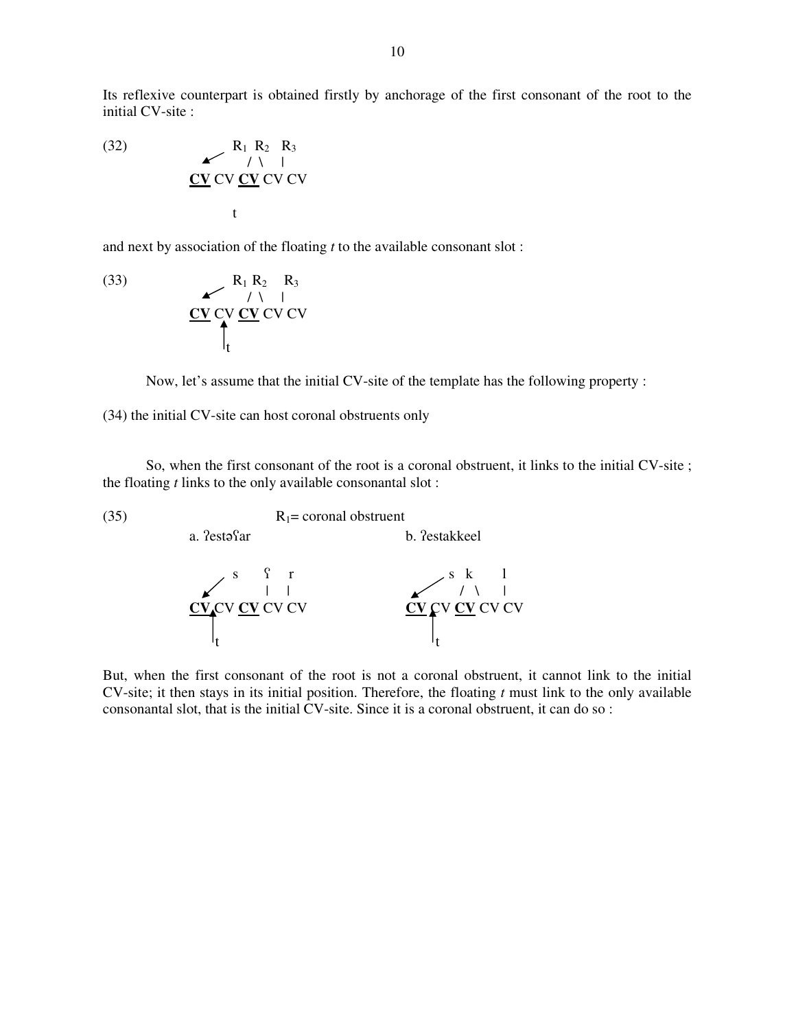Its reflexive counterpart is obtained firstly by anchorage of the first consonant of the root to the initial CV-site :

```
(32)              R1  R2   R3
             ↙       / \    |
           CV CV CV CV CV

                t
```

and next by association of the floating *t* to the available consonant slot :

```
(33)              R1 R2    R3
             ↙       / \    |
           CV CV CV CV CV
               ↑
               t
```

Now, let's assume that the initial CV-site of the template has the following property :

(34) the initial CV-site can host coronal obstruents only

So, when the first consonant of the root is a coronal obstruent, it links to the initial CV-site ; the floating *t* links to the only available consonantal slot :

(35) $R_1$= coronal obstruent

a. ʔestəʕar

```
       s      ʕ    r
     ↙        |    |
   CV CV CV CV CV
      ↑
      t
```

b. ʔestakkeel

```
         s  k      l
     ↙      / \    |
   CV CV CV CV CV
      ↑
      t
```

But, when the first consonant of the root is not a coronal obstruent, it cannot link to the initial CV-site; it then stays in its initial position. Therefore, the floating *t* must link to the only available consonantal slot, that is the initial CV-site. Since it is a coronal obstruent, it can do so :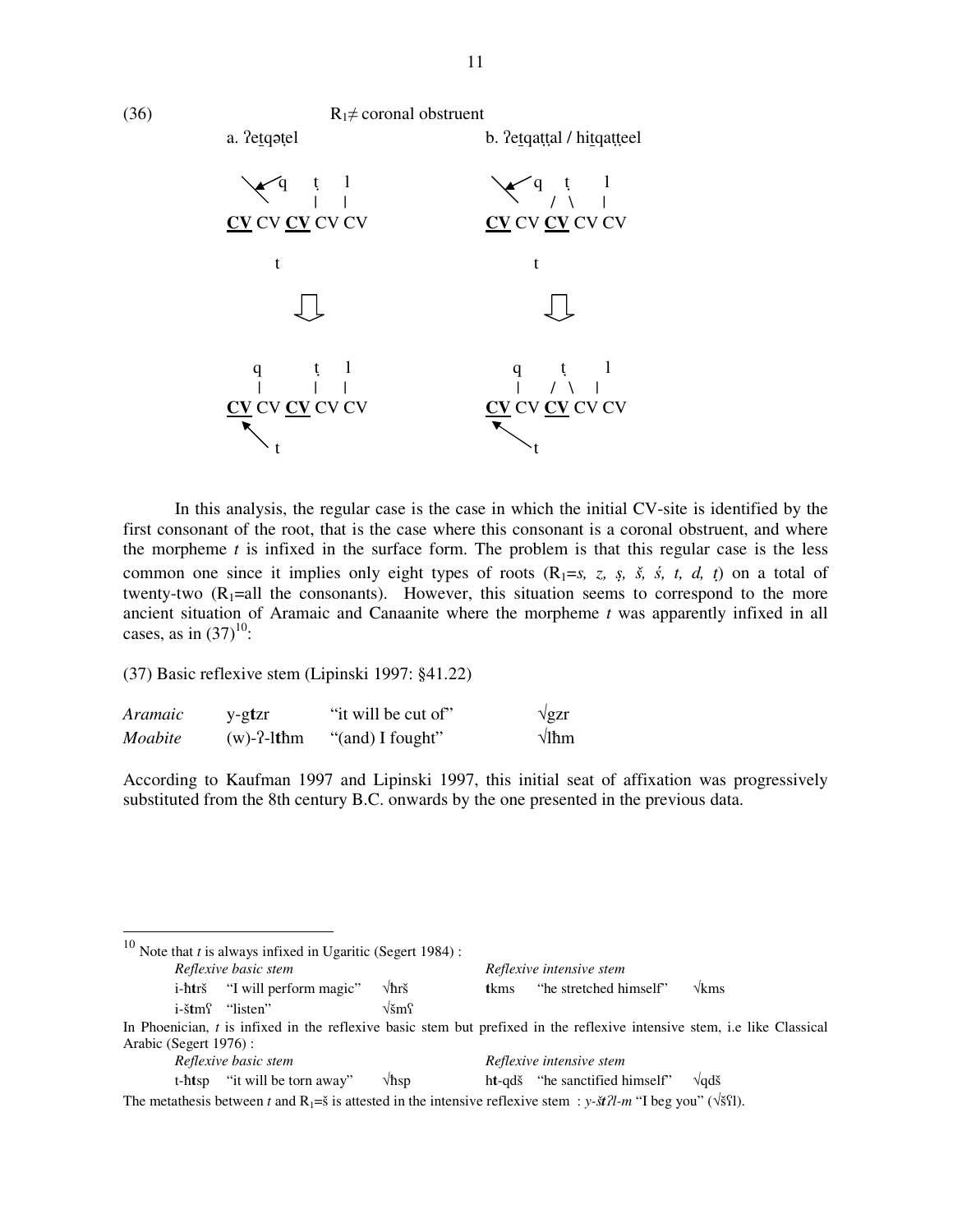(36) $R_1 \neq$ coronal obstruent

a. ʔet̠qəṭel b. ʔet̠qaṭṭal / hit̠qaṭṭeel

```
 \ ↙q   ṭ   l              \ ↙q   ṭ     l
        |   |                    / \    |
CV CV CV CV CV            CV CV CV CV CV

    t                          t

      ⇩                          ⇩

  q       ṭ   l               q     ṭ     l
  |       |   |               |    / \    |
CV CV CV CV CV            CV CV CV CV CV
 ↖                          ↖
   t                           t
```

In this analysis, the regular case is the case in which the initial CV-site is identified by the first consonant of the root, that is the case where this consonant is a coronal obstruent, and where the morpheme *t* is infixed in the surface form. The problem is that this regular case is the less common one since it implies only eight types of roots ($R_1$=*s, z, ṣ, š, ś, t, d, t̠*) on a total of twenty-two ($R_1$=all the consonants). However, this situation seems to correspond to the more ancient situation of Aramaic and Canaanite where the morpheme *t* was apparently infixed in all cases, as in (37)[10]:

(37) Basic reflexive stem (Lipinski 1997: §41.22)

| | | | |
|---|---|---|---|
| *Aramaic* | y-g**t**zr | "it will be cut of" | √gzr |
| *Moabite* | (w)-ʔ-l**t**ḥm | "(and) I fought" | √lḥm |

According to Kaufman 1997 and Lipinski 1997, this initial seat of affixation was progressively substituted from the 8th century B.C. onwards by the one presented in the previous data.

---

[10] Note that *t* is always infixed in Ugaritic (Segert 1984) :

| *Reflexive basic stem* | | | *Reflexive intensive stem* | | |
|---|---|---|---|---|---|
| i-ḥ**t**rš | "I will perform magic" | √ḥrš | **t**kms | "he stretched himself" | √kms |
| i-š**t**mʕ | "listen" | √šmʕ | | | |

In Phoenician, *t* is infixed in the reflexive basic stem but prefixed in the reflexive intensive stem, i.e like Classical Arabic (Segert 1976) :

| *Reflexive basic stem* | | | *Reflexive intensive stem* | | |
|---|---|---|---|---|---|
| t-ḥ**t**sp | "it will be torn away" | √ḥsp | h**t**-qdš | "he sanctified himself" | √qdš |

The metathesis between *t* and $R_1$=š is attested in the intensive reflexive stem : *y-š**t**ʔl-m* "I beg you" (√šʕl).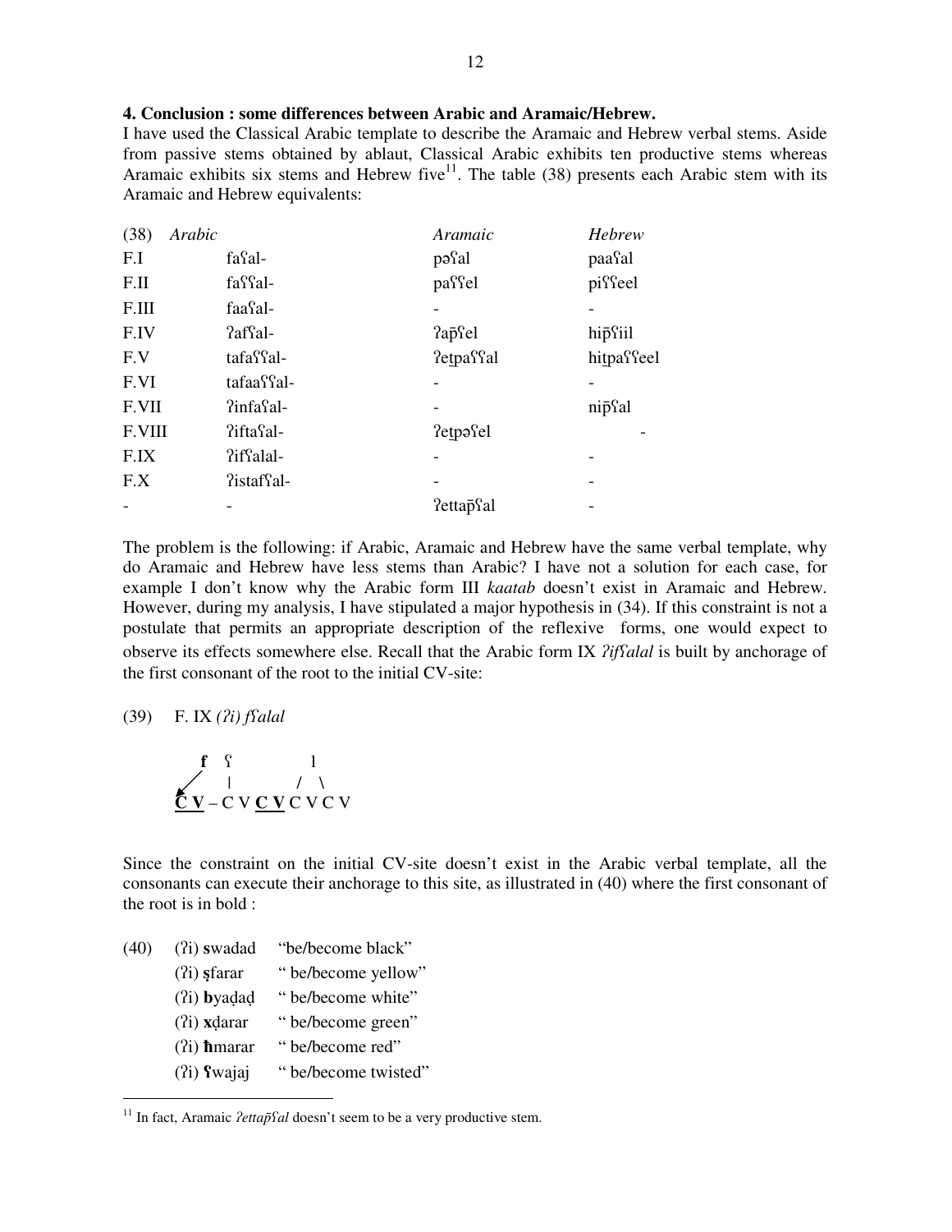### 4. Conclusion : some differences between Arabic and Aramaic/Hebrew.

I have used the Classical Arabic template to describe the Aramaic and Hebrew verbal stems. Aside from passive stems obtained by ablaut, Classical Arabic exhibits ten productive stems whereas Aramaic exhibits six stems and Hebrew five[11]. The table (38) presents each Arabic stem with its Aramaic and Hebrew equivalents:

| (38) *Arabic* | | *Aramaic* | *Hebrew* |
|---|---|---|---|
| F.I | faʕal- | pəʕal | paaʕal |
| F.II | faʕʕal- | paʕʕel | piʕʕeel |
| F.III | faaʕal- | - | - |
| F.IV | ʔafʕal- | ʔap̄ʕel | hip̄ʕiil |
| F.V | tafaʕʕal- | ʔetpaʕʕal | hit̠paʕʕeel |
| F.VI | tafaaʕʕal- | - | - |
| F.VII | ʔinfaʕal- | - | nip̄ʕal |
| F.VIII | ʔiftaʕal- | ʔetpəʕel | - |
| F.IX | ʔifʕalal- | - | - |
| F.X | ʔistafʕal- | - | - |
| - | - | ʔettap̄ʕal | - |

The problem is the following: if Arabic, Aramaic and Hebrew have the same verbal template, why do Aramaic and Hebrew have less stems than Arabic? I have not a solution for each case, for example I don't know why the Arabic form III *kaatab* doesn't exist in Aramaic and Hebrew. However, during my analysis, I have stipulated a major hypothesis in (34). If this constraint is not a postulate that permits an appropriate description of the reflexive forms, one would expect to observe its effects somewhere else. Recall that the Arabic form IX *ʔifʕalal* is built by anchorage of the first consonant of the root to the initial CV-site:

(39) F. IX *(ʔi) fʕalal*

```
  f   ʕ           l
 ↙    |          / \
C V – C V  C V  C V C V
```

Since the constraint on the initial CV-site doesn't exist in the Arabic verbal template, all the consonants can execute their anchorage to this site, as illustrated in (40) where the first consonant of the root is in bold :

(40)
(ʔi) **s**wadad "be/become black"
(ʔi) **ṣ**farar " be/become yellow"
(ʔi) **b**yaḍaḍ " be/become white"
(ʔi) **x**ḍarar " be/become green"
(ʔi) **ħ**marar " be/become red"
(ʔi) **ʕ**wajaj " be/become twisted"

[11] In fact, Aramaic *ʔettap̄ʕal* doesn't seem to be a very productive stem.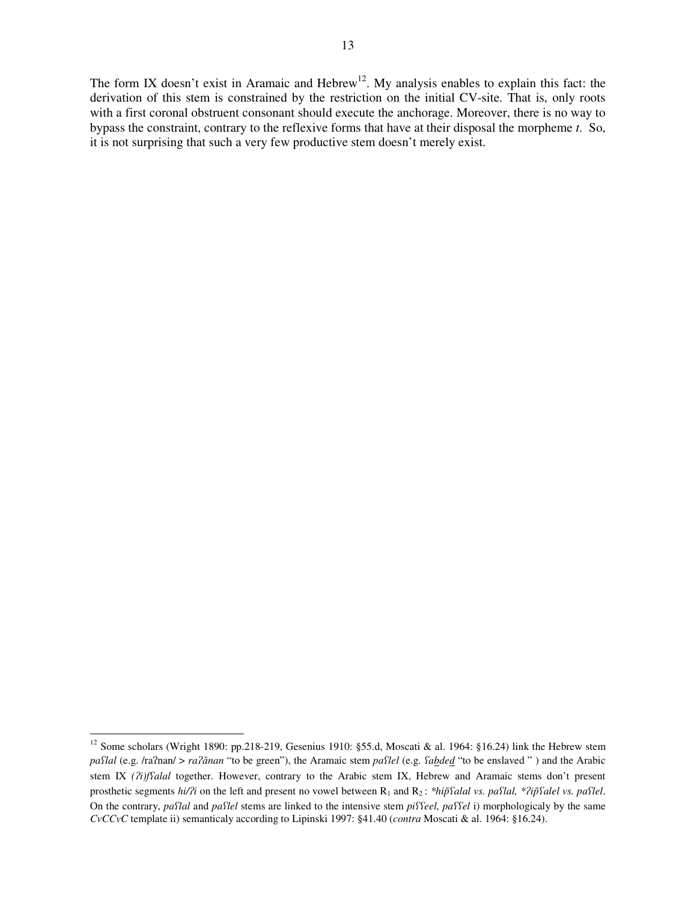The form IX doesn't exist in Aramaic and Hebrew[12]. My analysis enables to explain this fact: the derivation of this stem is constrained by the restriction on the initial CV-site. That is, only roots with a first coronal obstruent consonant should execute the anchorage. Moreover, there is no way to bypass the constraint, contrary to the reflexive forms that have at their disposal the morpheme *t*. So, it is not surprising that such a very few productive stem doesn't merely exist.

---

[12] Some scholars (Wright 1890: pp.218-219, Gesenius 1910: §55.d, Moscati & al. 1964: §16.24) link the Hebrew stem *paʕlal* (e.g. /raʔnan/ > *raʔănan* "to be green"), the Aramaic stem *paʕlel* (e.g. *ʕab̲ded̲* "to be enslaved" ) and the Arabic stem IX *(ʔi)fʕalal* together. However, contrary to the Arabic stem IX, Hebrew and Aramaic stems don't present prosthetic segments *hi/ʔi* on the left and present no vowel between $R_1$ and $R_2$ : *\*hip̄ʕalal vs. paʕlal, \*ʔip̄ʕalel vs. paʕlel*. On the contrary, *paʕlal* and *paʕlel* stems are linked to the intensive stem *piʕʕeel, paʕʕel* i) morphologicaly by the same *CvCCvC* template ii) semanticaly according to Lipinski 1997: §41.40 (*contra* Moscati & al. 1964: §16.24).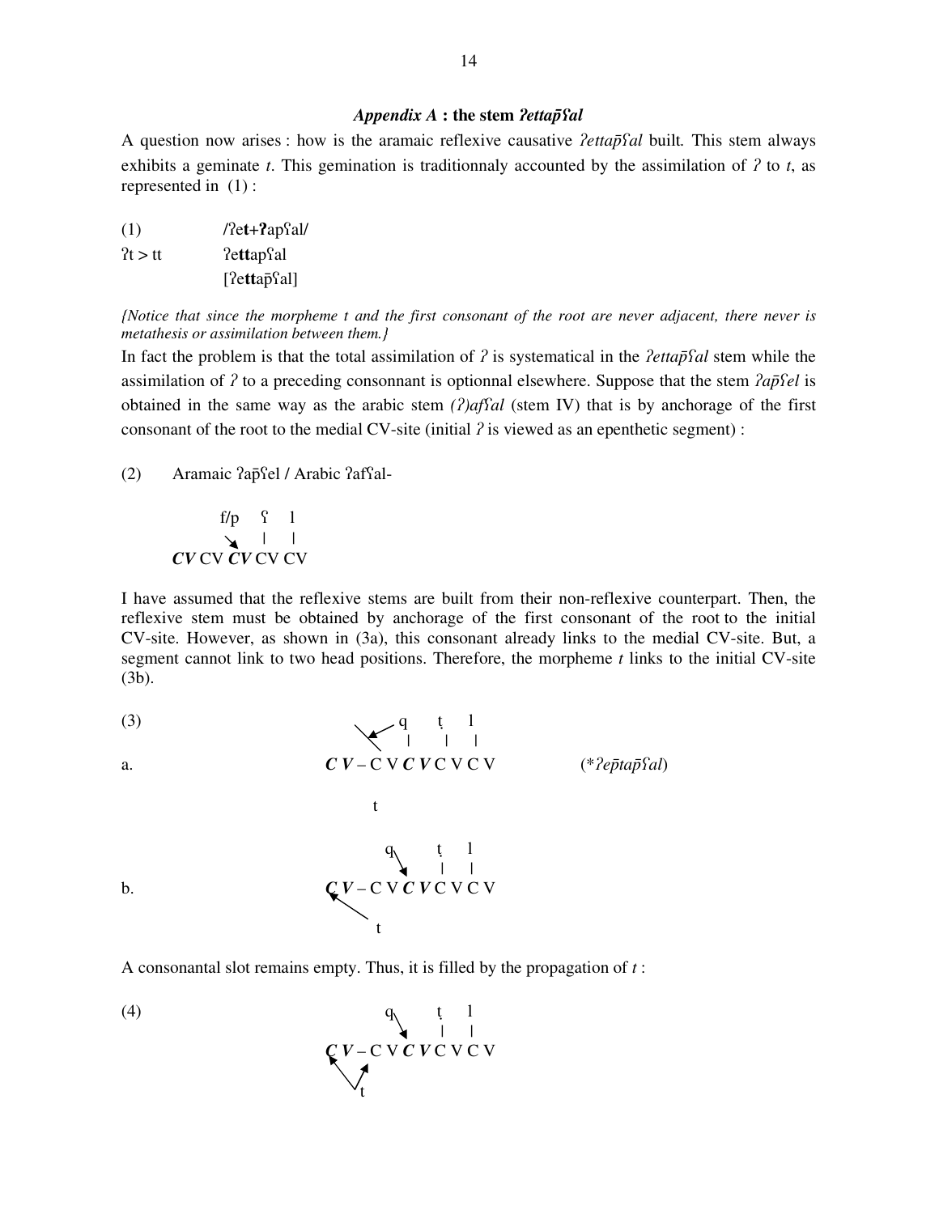### *Appendix A* : the stem *ʔettap̄ʕal*

A question now arises : how is the aramaic reflexive causative *ʔettap̄ʕal* built. This stem always exhibits a geminate *t*. This gemination is traditionnaly accounted by the assimilation of *ʔ* to *t*, as represented in (1) :

(1) /ʔe**t**+**ʔ**apʕal/

ʔt > tt ʔe**tt**apʕal

[ʔe**tt**ap̄ʕal]

*{Notice that since the morpheme t and the first consonant of the root are never adjacent, there never is metathesis or assimilation between them.}*

In fact the problem is that the total assimilation of *ʔ* is systematical in the *ʔettap̄ʕal* stem while the assimilation of *ʔ* to a preceding consonnant is optionnal elsewhere. Suppose that the stem *ʔap̄ʕel* is obtained in the same way as the arabic stem *(ʔ)afʕal* (stem IV) that is by anchorage of the first consonant of the root to the medial CV-site (initial *ʔ* is viewed as an epenthetic segment) :

(2) Aramaic ʔap̄ʕel / Arabic ʔafʕal-

```
      f/p   ʕ   l
        ↘   |   |
  CV CV CV CV CV
```

I have assumed that the reflexive stems are built from their non-reflexive counterpart. Then, the reflexive stem must be obtained by anchorage of the first consonant of the root to the initial CV-site. However, as shown in (3a), this consonant already links to the medial CV-site. But, a segment cannot link to two head positions. Therefore, the morpheme *t* links to the initial CV-site (3b).

(3)

```
a.              ↙ q    ṭ   l
                    |    |   |
        C V – C V C V C V C V          (*ʔep̄tap̄ʕal)

                t

b.             q    ṭ   l
                 ↘  |   |
        C V – C V C V C V C V
         ↖
           t
```

A consonantal slot remains empty. Thus, it is filled by the propagation of *t* :

(4)

```
               q    ṭ   l
                 ↘  |   |
        C V – C V C V C V C V
         ↖   ↗
           t
```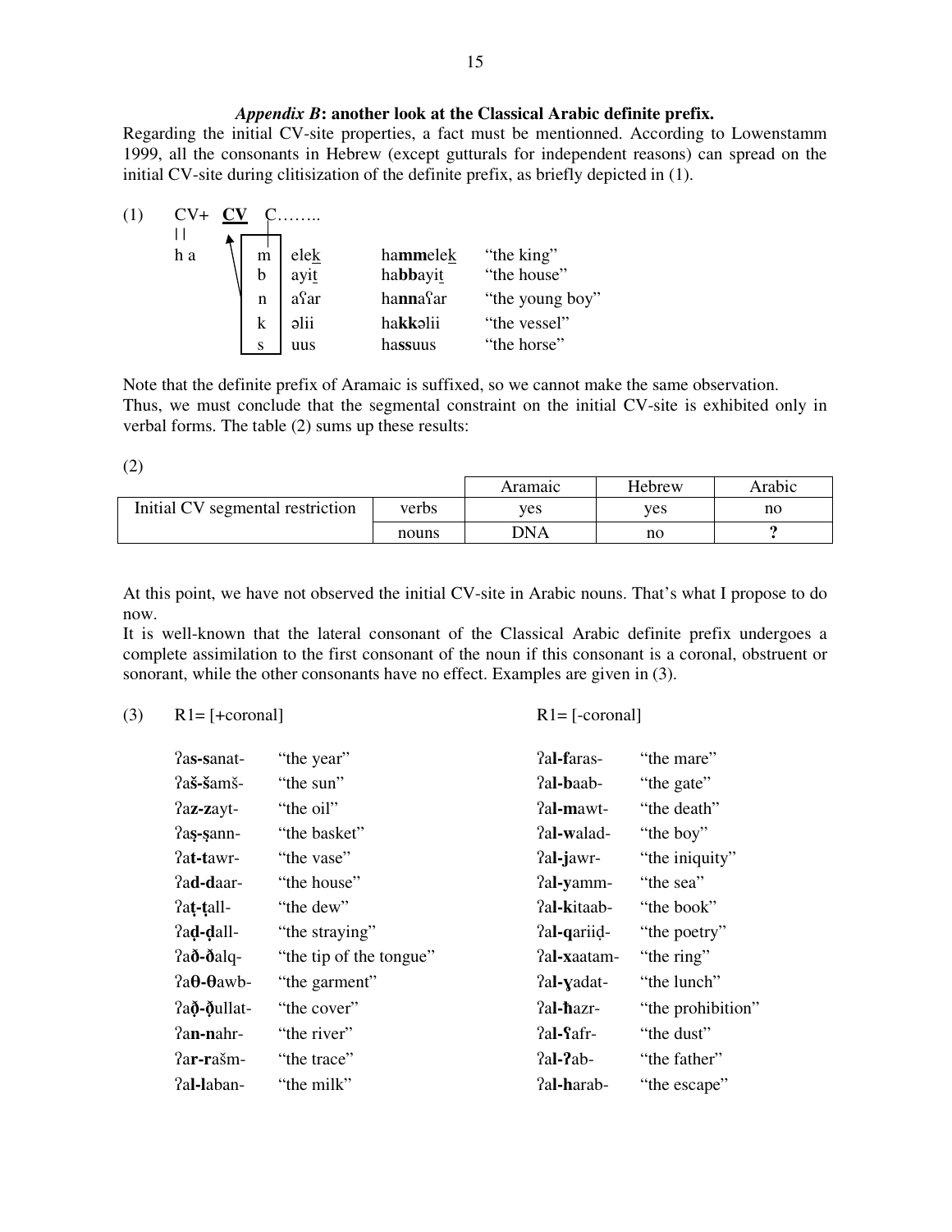### *Appendix B*: another look at the Classical Arabic definite prefix.

Regarding the initial CV-site properties, a fact must be mentionned. According to Lowenstamm 1999, all the consonants in Hebrew (except gutturals for independent reasons) can spread on the initial CV-site during clitisization of the definite prefix, as briefly depicted in (1).

(1)

```
CV+  CV   C……..
| |
h a     m  elek      hammelek    "the king"
        b  ayit      habbayit    "the house"
        n  aʕar      hannaʕar    "the young boy"
        k  əlii      hakkəlii    "the vessel"
        s  uus       hassuus     "the horse"
```

| | | | |
|---|---|---|---|
| h a | m elek̲ | ha**mm**elek̲ | "the king" |
| | b ayit̲ | ha**bb**ayit̲ | "the house" |
| | n aʕar | ha**nn**aʕar | "the young boy" |
| | k əlii | ha**kk**əlii | "the vessel" |
| | s uus | ha**ss**uus | "the horse" |

Note that the definite prefix of Aramaic is suffixed, so we cannot make the same observation.
Thus, we must conclude that the segmental constraint on the initial CV-site is exhibited only in verbal forms. The table (2) sums up these results:

(2)

| | | Aramaic | Hebrew | Arabic |
|---|---|---|---|---|
| Initial CV segmental restriction | verbs | yes | yes | no |
| | nouns | DNA | no | **?** |

At this point, we have not observed the initial CV-site in Arabic nouns. That's what I propose to do now.
It is well-known that the lateral consonant of the Classical Arabic definite prefix undergoes a complete assimilation to the first consonant of the noun if this consonant is a coronal, obstruent or sonorant, while the other consonants have no effect. Examples are given in (3).

(3)

| R1= [+coronal] | | R1= [-coronal] | |
|---|---|---|---|
| ʔa**s-s**anat- | "the year" | ʔa**l-f**aras- | "the mare" |
| ʔa**š-š**amš- | "the sun" | ʔa**l-b**aab- | "the gate" |
| ʔa**z-z**ayt- | "the oil" | ʔa**l-m**awt- | "the death" |
| ʔa**ṣ-ṣ**ann- | "the basket" | ʔa**l-w**alad- | "the boy" |
| ʔa**t-t**awr- | "the vase" | ʔa**l-j**awr- | "the iniquity" |
| ʔa**d-d**aar- | "the house" | ʔa**l-y**amm- | "the sea" |
| ʔa**ṭ-ṭ**all- | "the dew" | ʔa**l-k**itaab- | "the book" |
| ʔa**ḍ-ḍ**all- | "the straying" | ʔa**l-q**ariiḍ- | "the poetry" |
| ʔa**ð-ð**alq- | "the tip of the tongue" | ʔa**l-x**aatam- | "the ring" |
| ʔa**θ-θ**awb- | "the garment" | ʔa**l-ɣ**adat- | "the lunch" |
| ʔa**ð̣-ð̣**ullat- | "the cover" | ʔa**l-ħ**azr- | "the prohibition" |
| ʔa**n-n**ahr- | "the river" | ʔa**l-ʕ**afr- | "the dust" |
| ʔa**r-r**ašm- | "the trace" | ʔa**l-ʔ**ab- | "the father" |
| ʔa**l-l**aban- | "the milk" | ʔa**l-h**arab- | "the escape" |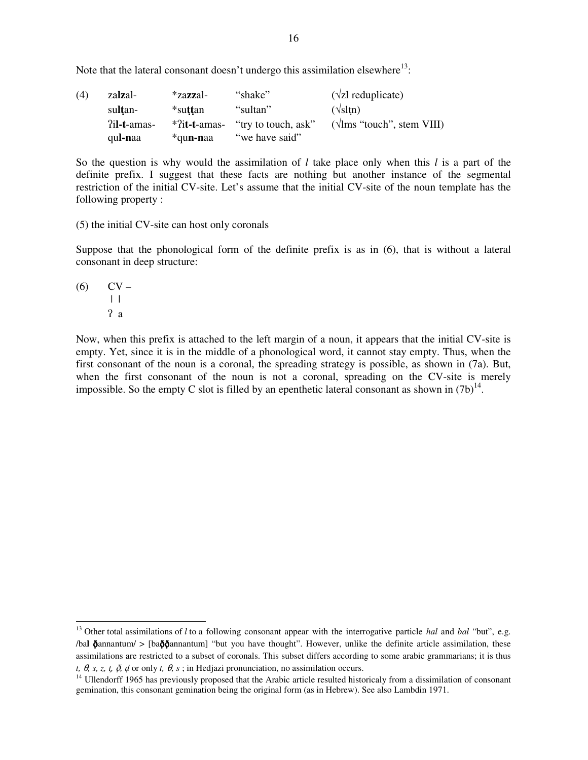Note that the lateral consonant doesn't undergo this assimilation elsewhere[13]:

| (4) | za**lz**al- | *za**zz**al- | "shake" | (√zl reduplicate) |
|---|---|---|---|---|
| | su**lṭ**an- | *su**ṭṭ**an | "sultan" | (√slṭn) |
| | ʔi**l-t**-amas- | *ʔi**t-t**-amas- | "try to touch, ask" | (√lms "touch", stem VIII) |
| | qu**l-n**aa | *qu**n-n**aa | "we have said" | |

So the question is why would the assimilation of *l* take place only when this *l* is a part of the definite prefix. I suggest that these facts are nothing but another instance of the segmental restriction of the initial CV-site. Let's assume that the initial CV-site of the noun template has the following property :

(5) the initial CV-site can host only coronals

Suppose that the phonological form of the definite prefix is as in (6), that is without a lateral consonant in deep structure:

```
(6)   CV –
      | |
      ʔ a
```

Now, when this prefix is attached to the left margin of a noun, it appears that the initial CV-site is empty. Yet, since it is in the middle of a phonological word, it cannot stay empty. Thus, when the first consonant of the noun is a coronal, the spreading strategy is possible, as shown in (7a). But, when the first consonant of the noun is not a coronal, spreading on the CV-site is merely impossible. So the empty C slot is filled by an epenthetic lateral consonant as shown in (7b)[14].

[13] Other total assimilations of *l* to a following consonant appear with the interrogative particle *hal* and *bal* "but", e.g. /ba**l** **ð**annantum/ > [ba**ðð**annantum] "but you have thought". However, unlike the definite article assimilation, these assimilations are restricted to a subset of coronals. This subset differs according to some arabic grammarians; it is thus *t, θ, s, z, ṭ, ð̣, ḍ* or only *t, θ, s* ; in Hedjazi pronunciation, no assimilation occurs.

[14] Ullendorff 1965 has previously proposed that the Arabic article resulted historicaly from a dissimilation of consonant gemination, this consonant gemination being the original form (as in Hebrew). See also Lambdin 1971.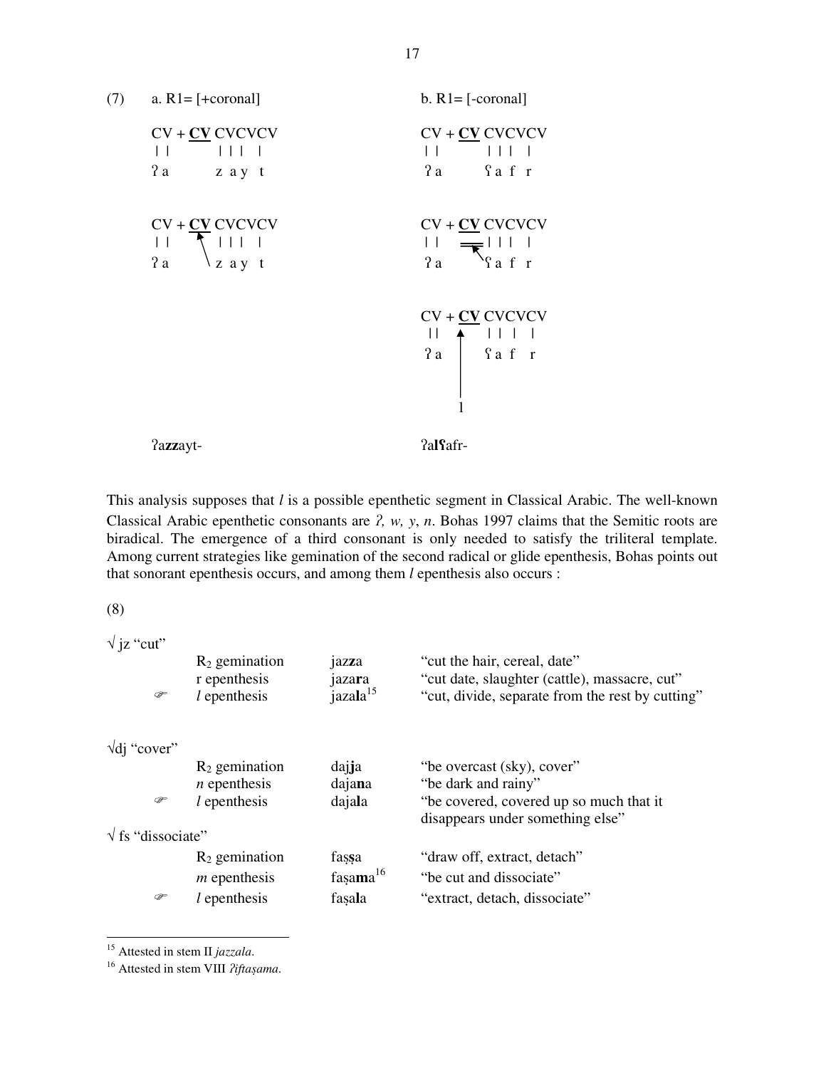(7) a. R1= [+coronal]

```
CV + CV CVCVCV
||       ||| |
ʔa       z a y t

CV + CV CVCVCV
||   ↖   ||| |
ʔa    \z a y t
```

ʔa**zz**ayt-

b. R1= [-coronal]

```
CV + CV CVCVCV
||       ||| |
ʔa       ʕa f r

CV + CV CVCVCV
||   ═↖  ||| |
ʔa      ʕa f r

CV + CV CVCVCV
||   ▲   ||| |
ʔa   |   ʕa f r
     |
     l
```

ʔa**lʕ**afr-

This analysis supposes that *l* is a possible epenthetic segment in Classical Arabic. The well-known Classical Arabic epenthetic consonants are *ʔ, w, y*, *n*. Bohas 1997 claims that the Semitic roots are biradical. The emergence of a third consonant is only needed to satisfy the triliteral template. Among current strategies like gemination of the second radical or glide epenthesis, Bohas points out that sonorant epenthesis occurs, and among them *l* epenthesis also occurs :

(8)

√ jz "cut"

| | | | |
|---|---|---|---|
| | $R_2$ gemination | jaz**z**a | "cut the hair, cereal, date" |
| | r epenthesis | jaza**r**a | "cut date, slaughter (cattle), massacre, cut" |
| ☞ | *l* epenthesis | jaza**l**a[15] | "cut, divide, separate from the rest by cutting" |

√dj "cover"

| | | | |
|---|---|---|---|
| | $R_2$ gemination | daj**j**a | "be overcast (sky), cover" |
| | *n* epenthesis | daja**n**a | "be dark and rainy" |
| ☞ | *l* epenthesis | daja**l**a | "be covered, covered up so much that it disappears under something else" |

√ fs "dissociate"

| | | | |
|---|---|---|---|
| | $R_2$ gemination | faṣ**ṣ**a | "draw off, extract, detach" |
| | *m* epenthesis | faṣa**m**a[16] | "be cut and dissociate" |
| ☞ | *l* epenthesis | faṣa**l**a | "extract, detach, dissociate" |

---

[15] Attested in stem II *jazzala*.

[16] Attested in stem VIII *ʔiftaṣama*.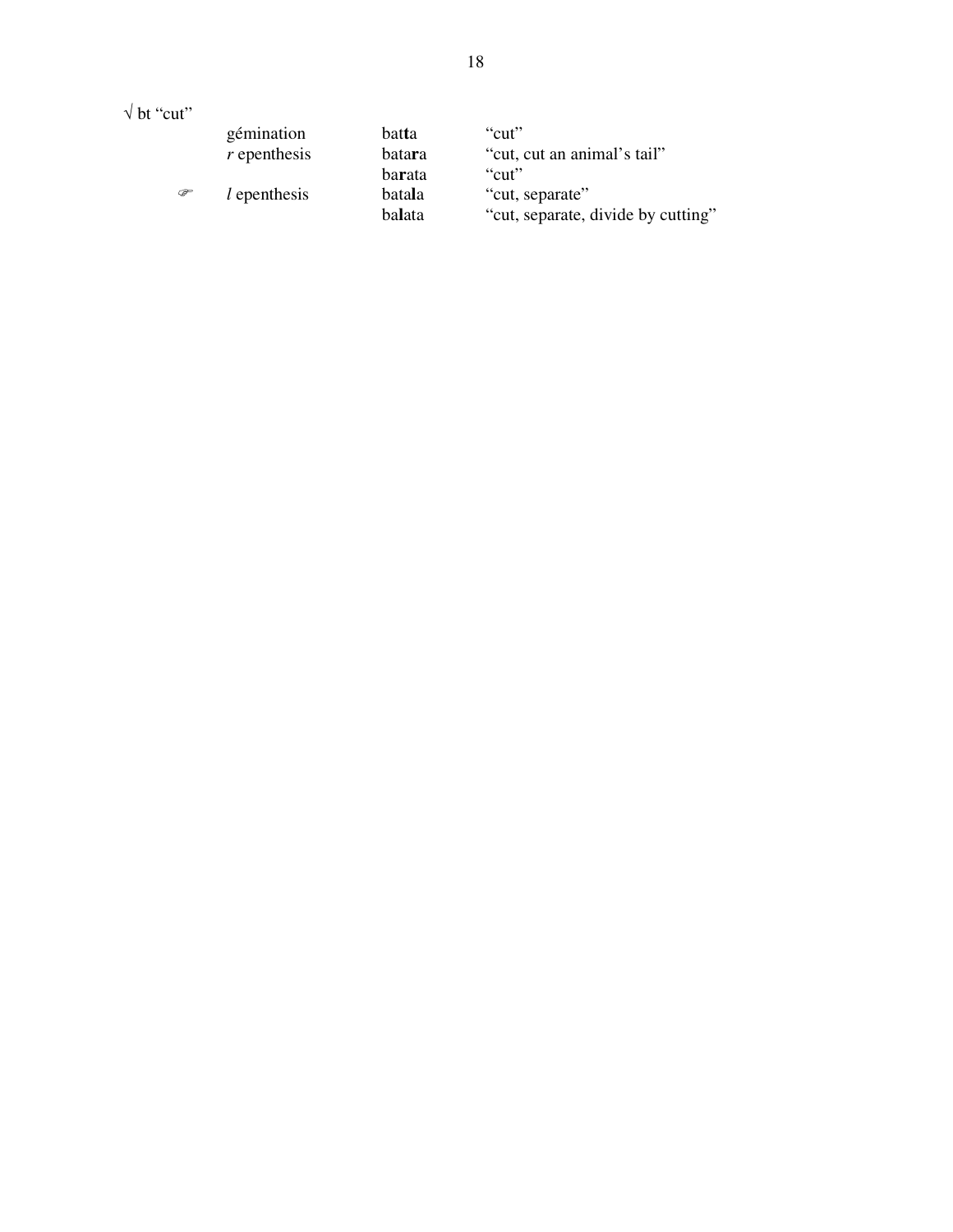√ bt "cut"

| | | | |
|---|---|---|---|
| | gémination | bat**t**a | "cut" |
| | *r* epenthesis | bata**r**a | "cut, cut an animal's tail" |
| | | ba**r**ata | "cut" |
| ☞ | *l* epenthesis | bata**l**a | "cut, separate" |
| | | ba**l**ata | "cut, separate, divide by cutting" |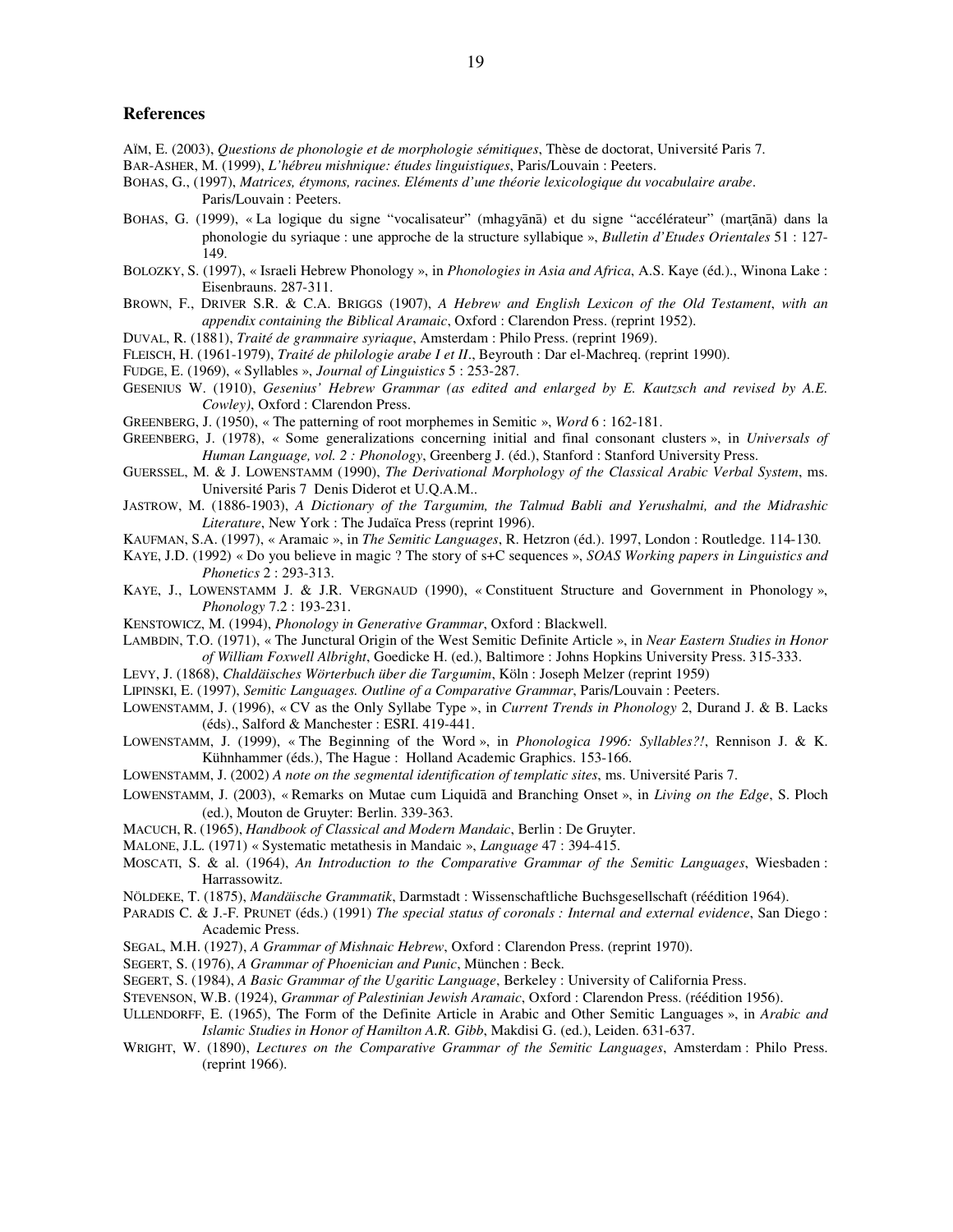## References

AÏM, E. (2003), *Questions de phonologie et de morphologie sémitiques*, Thèse de doctorat, Université Paris 7.

BAR-ASHER, M. (1999), *L'hébreu mishnique: études linguistiques*, Paris/Louvain : Peeters.

BOHAS, G., (1997), *Matrices, étymons, racines. Eléments d'une théorie lexicologique du vocabulaire arabe*. Paris/Louvain : Peeters.

BOHAS, G. (1999), « La logique du signe "vocalisateur" (mhagyānā) et du signe "accélérateur" (marṭānā) dans la phonologie du syriaque : une approche de la structure syllabique », *Bulletin d'Etudes Orientales* 51 : 127-149.

BOLOZKY, S. (1997), « Israeli Hebrew Phonology », in *Phonologies in Asia and Africa*, A.S. Kaye (éd.)., Winona Lake : Eisenbrauns. 287-311.

BROWN, F., DRIVER S.R. & C.A. BRIGGS (1907), *A Hebrew and English Lexicon of the Old Testament*, *with an appendix containing the Biblical Aramaic*, Oxford : Clarendon Press. (reprint 1952).

DUVAL, R. (1881), *Traité de grammaire syriaque*, Amsterdam : Philo Press. (reprint 1969).

FLEISCH, H. (1961-1979), *Traité de philologie arabe I et II*., Beyrouth : Dar el-Machreq. (reprint 1990).

FUDGE, E. (1969), « Syllables », *Journal of Linguistics* 5 : 253-287.

GESENIUS W. (1910), *Gesenius' Hebrew Grammar (as edited and enlarged by E. Kautzsch and revised by A.E. Cowley)*, Oxford : Clarendon Press.

GREENBERG, J. (1950), « The patterning of root morphemes in Semitic », *Word* 6 : 162-181.

GREENBERG, J. (1978), « Some generalizations concerning initial and final consonant clusters », in *Universals of Human Language, vol. 2 : Phonology*, Greenberg J. (éd.), Stanford : Stanford University Press.

GUERSSEL, M. & J. LOWENSTAMM (1990), *The Derivational Morphology of the Classical Arabic Verbal System*, ms. Université Paris 7 Denis Diderot et U.Q.A.M..

JASTROW, M. (1886-1903), *A Dictionary of the Targumim, the Talmud Babli and Yerushalmi, and the Midrashic Literature*, New York : The Judaïca Press (reprint 1996).

KAUFMAN, S.A. (1997), « Aramaic », in *The Semitic Languages*, R. Hetzron (éd.). 1997, London : Routledge. 114-130.

KAYE, J.D. (1992) « Do you believe in magic ? The story of s+C sequences », *SOAS Working papers in Linguistics and Phonetics* 2 : 293-313.

KAYE, J., LOWENSTAMM J. & J.R. VERGNAUD (1990), « Constituent Structure and Government in Phonology », *Phonology* 7.2 : 193-231.

KENSTOWICZ, M. (1994), *Phonology in Generative Grammar*, Oxford : Blackwell.

LAMBDIN, T.O. (1971), « The Junctural Origin of the West Semitic Definite Article », in *Near Eastern Studies in Honor of William Foxwell Albright*, Goedicke H. (ed.), Baltimore : Johns Hopkins University Press. 315-333.

LEVY, J. (1868), *Chaldäisches Wörterbuch über die Targumim*, Köln : Joseph Melzer (reprint 1959)

LIPINSKI, E. (1997), *Semitic Languages. Outline of a Comparative Grammar*, Paris/Louvain : Peeters.

LOWENSTAMM, J. (1996), « CV as the Only Syllabe Type », in *Current Trends in Phonology* 2, Durand J. & B. Lacks (éds)., Salford & Manchester : ESRI. 419-441.

LOWENSTAMM, J. (1999), « The Beginning of the Word », in *Phonologica 1996: Syllables?!*, Rennison J. & K. Kühnhammer (éds.), The Hague : Holland Academic Graphics. 153-166.

LOWENSTAMM, J. (2002) *A note on the segmental identification of templatic sites*, ms. Université Paris 7.

LOWENSTAMM, J. (2003), « Remarks on Mutae cum Liquidā and Branching Onset », in *Living on the Edge*, S. Ploch (ed.), Mouton de Gruyter: Berlin. 339-363.

MACUCH, R. (1965), *Handbook of Classical and Modern Mandaic*, Berlin : De Gruyter.

MALONE, J.L. (1971) « Systematic metathesis in Mandaic », *Language* 47 : 394-415.

MOSCATI, S. & al. (1964), *An Introduction to the Comparative Grammar of the Semitic Languages*, Wiesbaden : Harrassowitz.

NÖLDEKE, T. (1875), *Mandäische Grammatik*, Darmstadt : Wissenschaftliche Buchsgesellschaft (réédition 1964).

PARADIS C. & J.-F. PRUNET (éds.) (1991) *The special status of coronals : Internal and external evidence*, San Diego : Academic Press.

SEGAL, M.H. (1927), *A Grammar of Mishnaic Hebrew*, Oxford : Clarendon Press. (reprint 1970).

SEGERT, S. (1976), *A Grammar of Phoenician and Punic*, München : Beck.

SEGERT, S. (1984), *A Basic Grammar of the Ugaritic Language*, Berkeley : University of California Press.

STEVENSON, W.B. (1924), *Grammar of Palestinian Jewish Aramaic*, Oxford : Clarendon Press. (réédition 1956).

ULLENDORFF, E. (1965), The Form of the Definite Article in Arabic and Other Semitic Languages », in *Arabic and Islamic Studies in Honor of Hamilton A.R. Gibb*, Makdisi G. (ed.), Leiden. 631-637.

WRIGHT, W. (1890), *Lectures on the Comparative Grammar of the Semitic Languages*, Amsterdam : Philo Press. (reprint 1966).